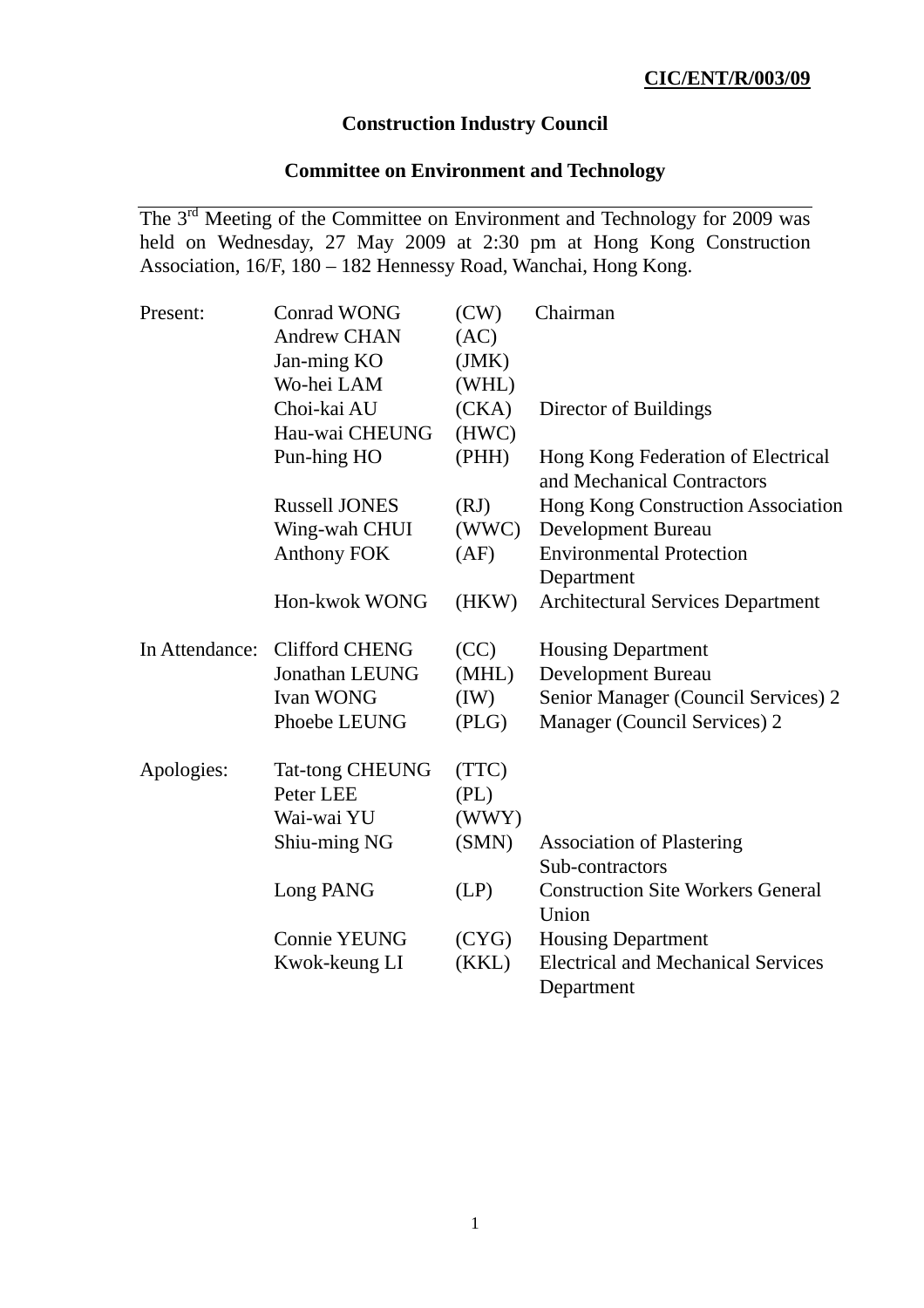**CIC/ENT/R/003/09**

**Construction Industry Council**

**Committee on Environment and Technology**

The 3rd Meeting of the Committee on Environment and Technology for 2009 was held on Wednesday, 27 May 2009 at 2:30 pm at Hong Kong Construction Association, 16/F, 180 – 182 Hennessy Road, Wanchai, Hong Kong.

| | | | |
|---|---|---|---|
| Present: | Conrad WONG | (CW) | Chairman |
| | Andrew CHAN | (AC) | |
| | Jan-ming KO | (JMK) | |
| | Wo-hei LAM | (WHL) | |
| | Choi-kai AU | (CKA) | Director of Buildings |
| | Hau-wai CHEUNG | (HWC) | |
| | Pun-hing HO | (PHH) | Hong Kong Federation of Electrical and Mechanical Contractors |
| | Russell JONES | (RJ) | Hong Kong Construction Association |
| | Wing-wah CHUI | (WWC) | Development Bureau |
| | Anthony FOK | (AF) | Environmental Protection Department |
| | Hon-kwok WONG | (HKW) | Architectural Services Department |
| In Attendance: | Clifford CHENG | (CC) | Housing Department |
| | Jonathan LEUNG | (MHL) | Development Bureau |
| | Ivan WONG | (IW) | Senior Manager (Council Services) 2 |
| | Phoebe LEUNG | (PLG) | Manager (Council Services) 2 |
| Apologies: | Tat-tong CHEUNG | (TTC) | |
| | Peter LEE | (PL) | |
| | Wai-wai YU | (WWY) | |
| | Shiu-ming NG | (SMN) | Association of Plastering Sub-contractors |
| | Long PANG | (LP) | Construction Site Workers General Union |
| | Connie YEUNG | (CYG) | Housing Department |
| | Kwok-keung LI | (KKL) | Electrical and Mechanical Services Department |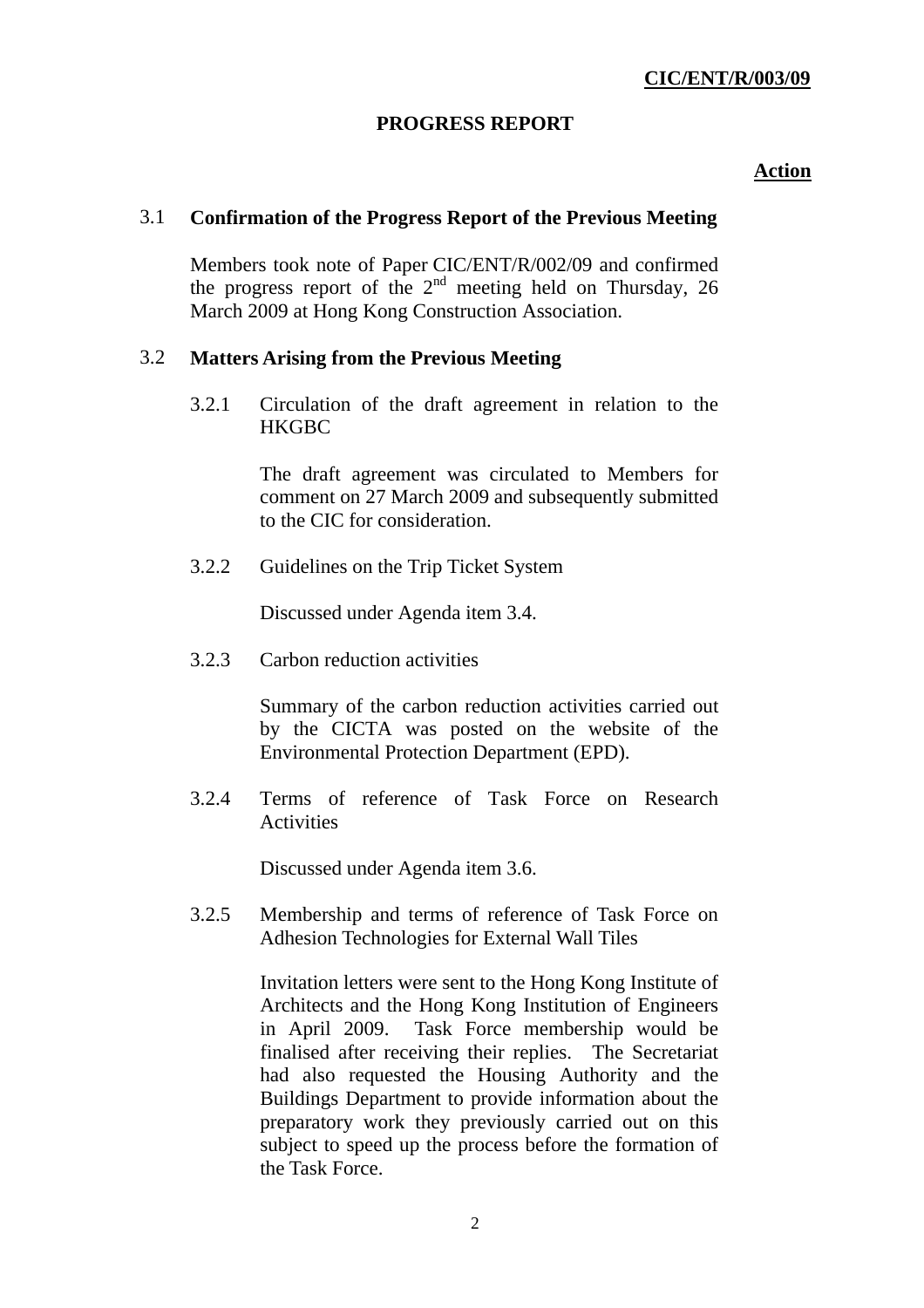**CIC/ENT/R/003/09**

## PROGRESS REPORT

**Action**

### 3.1 Confirmation of the Progress Report of the Previous Meeting

Members took note of Paper CIC/ENT/R/002/09 and confirmed the progress report of the 2nd meeting held on Thursday, 26 March 2009 at Hong Kong Construction Association.

### 3.2 Matters Arising from the Previous Meeting

3.2.1 Circulation of the draft agreement in relation to the HKGBC

The draft agreement was circulated to Members for comment on 27 March 2009 and subsequently submitted to the CIC for consideration.

3.2.2 Guidelines on the Trip Ticket System

Discussed under Agenda item 3.4.

3.2.3 Carbon reduction activities

Summary of the carbon reduction activities carried out by the CICTA was posted on the website of the Environmental Protection Department (EPD).

3.2.4 Terms of reference of Task Force on Research Activities

Discussed under Agenda item 3.6.

3.2.5 Membership and terms of reference of Task Force on Adhesion Technologies for External Wall Tiles

Invitation letters were sent to the Hong Kong Institute of Architects and the Hong Kong Institution of Engineers in April 2009. Task Force membership would be finalised after receiving their replies. The Secretariat had also requested the Housing Authority and the Buildings Department to provide information about the preparatory work they previously carried out on this subject to speed up the process before the formation of the Task Force.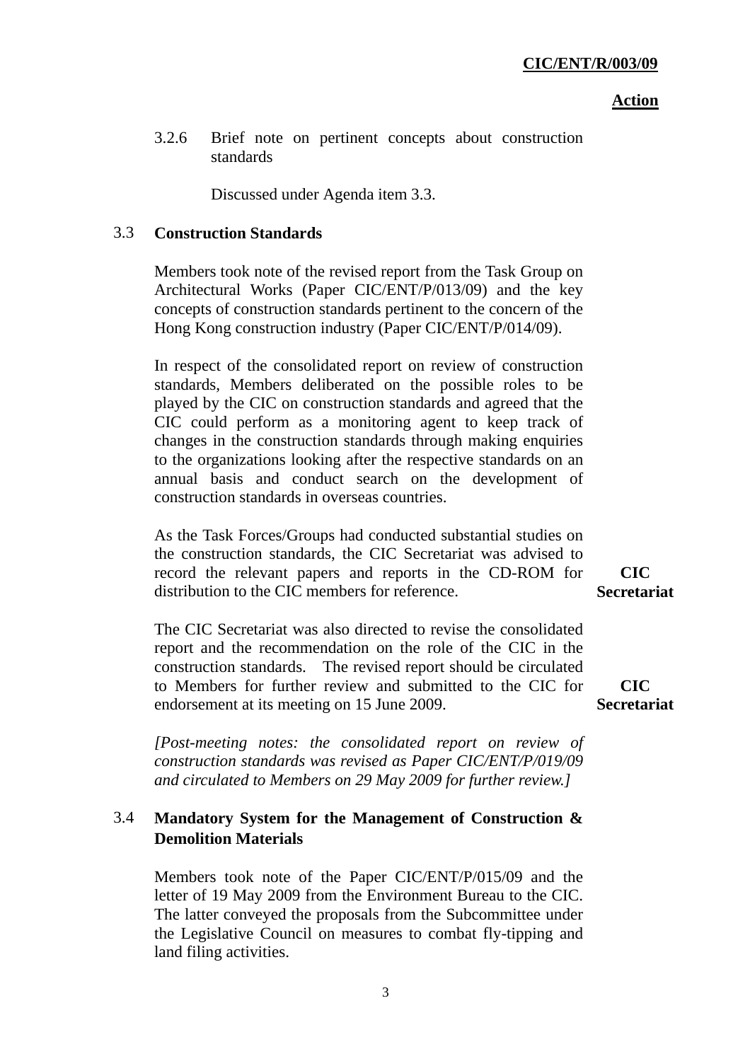**Action**

3.2.6 Brief note on pertinent concepts about construction standards

Discussed under Agenda item 3.3.

### 3.3 Construction Standards

Members took note of the revised report from the Task Group on Architectural Works (Paper CIC/ENT/P/013/09) and the key concepts of construction standards pertinent to the concern of the Hong Kong construction industry (Paper CIC/ENT/P/014/09).

In respect of the consolidated report on review of construction standards, Members deliberated on the possible roles to be played by the CIC on construction standards and agreed that the CIC could perform as a monitoring agent to keep track of changes in the construction standards through making enquiries to the organizations looking after the respective standards on an annual basis and conduct search on the development of construction standards in overseas countries.

As the Task Forces/Groups had conducted substantial studies on the construction standards, the CIC Secretariat was advised to record the relevant papers and reports in the CD-ROM for distribution to the CIC members for reference. **CIC Secretariat**

The CIC Secretariat was also directed to revise the consolidated report and the recommendation on the role of the CIC in the construction standards. The revised report should be circulated to Members for further review and submitted to the CIC for endorsement at its meeting on 15 June 2009. **CIC Secretariat**

*[Post-meeting notes: the consolidated report on review of construction standards was revised as Paper CIC/ENT/P/019/09 and circulated to Members on 29 May 2009 for further review.]*

### 3.4 Mandatory System for the Management of Construction & Demolition Materials

Members took note of the Paper CIC/ENT/P/015/09 and the letter of 19 May 2009 from the Environment Bureau to the CIC. The latter conveyed the proposals from the Subcommittee under the Legislative Council on measures to combat fly-tipping and land filing activities.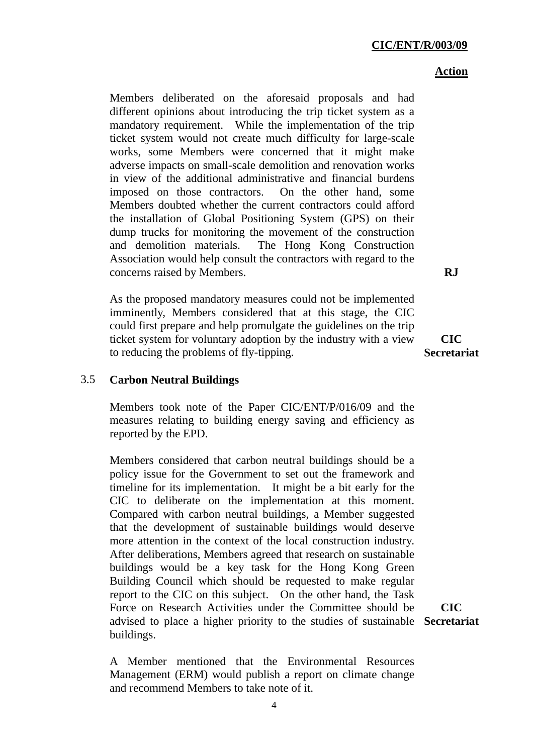**Action**

Members deliberated on the aforesaid proposals and had different opinions about introducing the trip ticket system as a mandatory requirement. While the implementation of the trip ticket system would not create much difficulty for large-scale works, some Members were concerned that it might make adverse impacts on small-scale demolition and renovation works in view of the additional administrative and financial burdens imposed on those contractors. On the other hand, some Members doubted whether the current contractors could afford the installation of Global Positioning System (GPS) on their dump trucks for monitoring the movement of the construction and demolition materials. The Hong Kong Construction Association would help consult the contractors with regard to the concerns raised by Members. **RJ**

As the proposed mandatory measures could not be implemented imminently, Members considered that at this stage, the CIC could first prepare and help promulgate the guidelines on the trip ticket system for voluntary adoption by the industry with a view to reducing the problems of fly-tipping. **CIC Secretariat**

3.5 **Carbon Neutral Buildings**

Members took note of the Paper CIC/ENT/P/016/09 and the measures relating to building energy saving and efficiency as reported by the EPD.

Members considered that carbon neutral buildings should be a policy issue for the Government to set out the framework and timeline for its implementation. It might be a bit early for the CIC to deliberate on the implementation at this moment. Compared with carbon neutral buildings, a Member suggested that the development of sustainable buildings would deserve more attention in the context of the local construction industry. After deliberations, Members agreed that research on sustainable buildings would be a key task for the Hong Kong Green Building Council which should be requested to make regular report to the CIC on this subject. On the other hand, the Task Force on Research Activities under the Committee should be advised to place a higher priority to the studies of sustainable buildings. **CIC Secretariat**

A Member mentioned that the Environmental Resources Management (ERM) would publish a report on climate change and recommend Members to take note of it.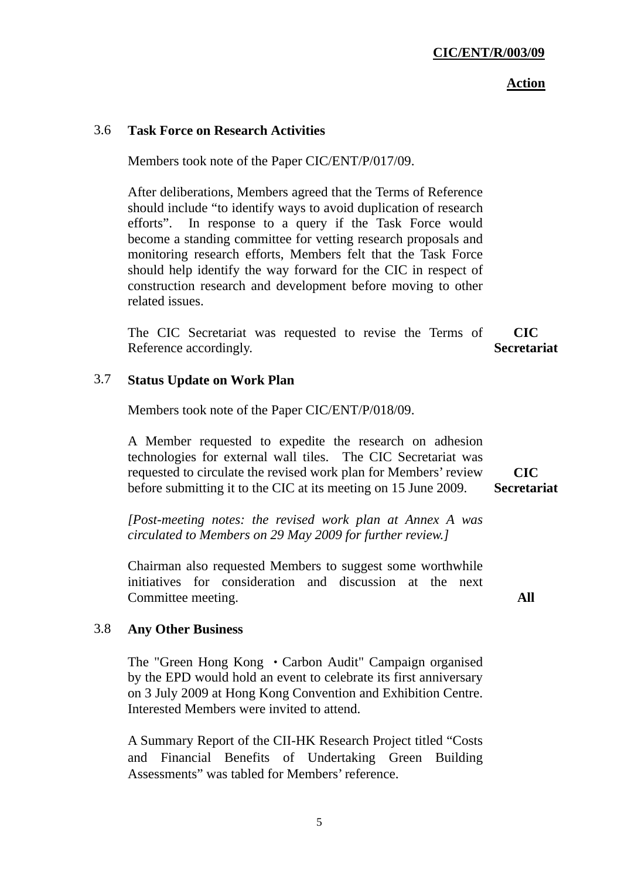**Action**

### 3.6 Task Force on Research Activities

Members took note of the Paper CIC/ENT/P/017/09.

After deliberations, Members agreed that the Terms of Reference should include "to identify ways to avoid duplication of research efforts". In response to a query if the Task Force would become a standing committee for vetting research proposals and monitoring research efforts, Members felt that the Task Force should help identify the way forward for the CIC in respect of construction research and development before moving to other related issues.

The CIC Secretariat was requested to revise the Terms of Reference accordingly. **CIC Secretariat**

### 3.7 Status Update on Work Plan

Members took note of the Paper CIC/ENT/P/018/09.

A Member requested to expedite the research on adhesion technologies for external wall tiles. The CIC Secretariat was requested to circulate the revised work plan for Members' review before submitting it to the CIC at its meeting on 15 June 2009. **CIC Secretariat**

*[Post-meeting notes: the revised work plan at Annex A was circulated to Members on 29 May 2009 for further review.]*

Chairman also requested Members to suggest some worthwhile initiatives for consideration and discussion at the next Committee meeting. **All**

### 3.8 Any Other Business

The "Green Hong Kong ・Carbon Audit" Campaign organised by the EPD would hold an event to celebrate its first anniversary on 3 July 2009 at Hong Kong Convention and Exhibition Centre. Interested Members were invited to attend.

A Summary Report of the CII-HK Research Project titled "Costs and Financial Benefits of Undertaking Green Building Assessments" was tabled for Members' reference.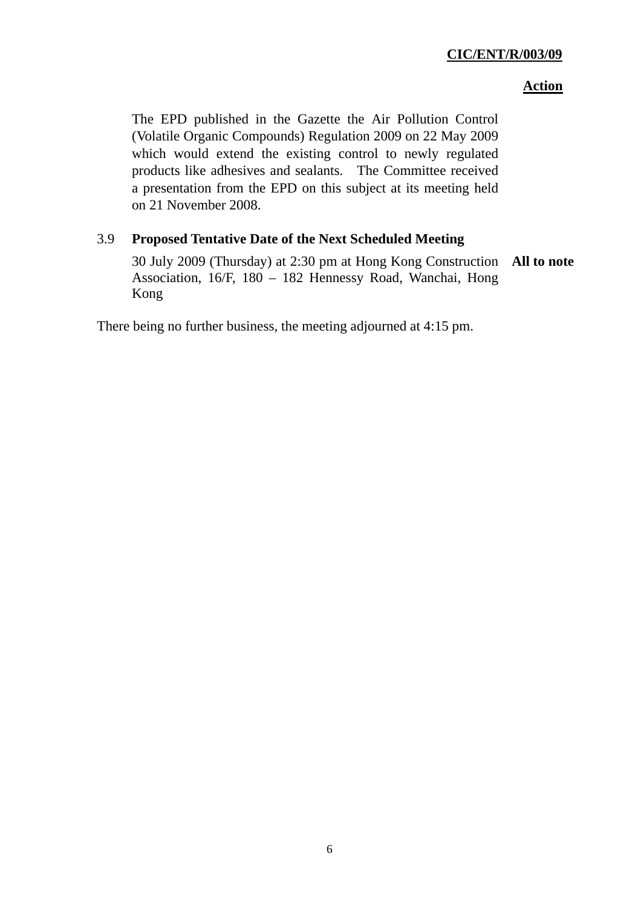**CIC/ENT/R/003/09**

**Action**

The EPD published in the Gazette the Air Pollution Control (Volatile Organic Compounds) Regulation 2009 on 22 May 2009 which would extend the existing control to newly regulated products like adhesives and sealants. The Committee received a presentation from the EPD on this subject at its meeting held on 21 November 2008.

3.9 **Proposed Tentative Date of the Next Scheduled Meeting**

30 July 2009 (Thursday) at 2:30 pm at Hong Kong Construction Association, 16/F, 180 – 182 Hennessy Road, Wanchai, Hong Kong **All to note**

There being no further business, the meeting adjourned at 4:15 pm.